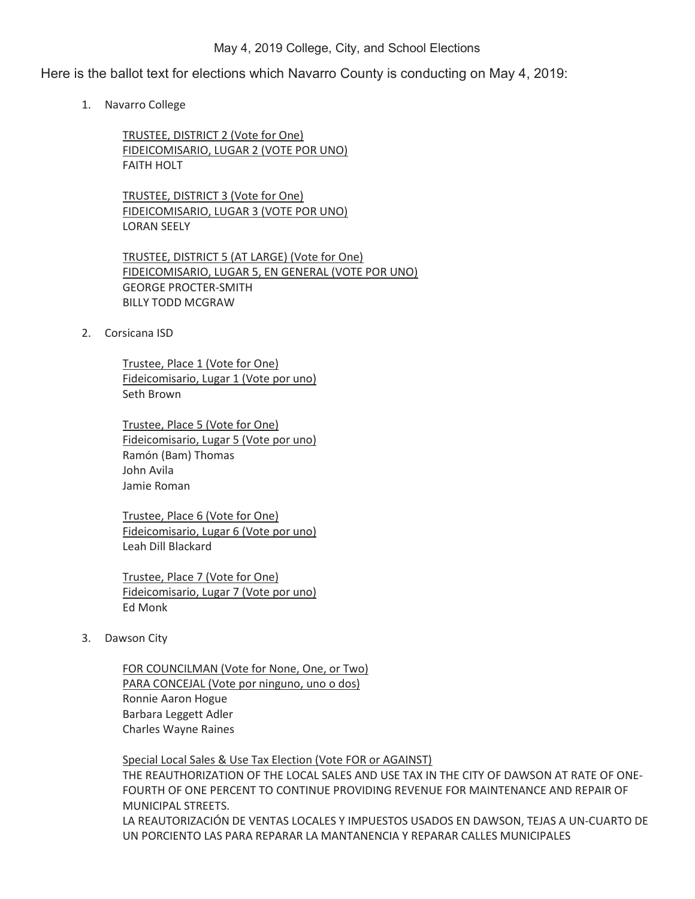# May 4, 2019 College, City, and School Elections

Here is the ballot text for elections which Navarro County is conducting on May 4, 2019:

1. Navarro College

   TRUSTEE, DISTRICT 2 (Vote for One)
   FIDEICOMISARIO, LUGAR 2 (VOTE POR UNO)
   FAITH HOLT

   TRUSTEE, DISTRICT 3 (Vote for One)
   FIDEICOMISARIO, LUGAR 3 (VOTE POR UNO)
   LORAN SEELY

   TRUSTEE, DISTRICT 5 (AT LARGE) (Vote for One)
   FIDEICOMISARIO, LUGAR 5, EN GENERAL (VOTE POR UNO)
   GEORGE PROCTER-SMITH
   BILLY TODD MCGRAW

2. Corsicana ISD

   Trustee, Place 1 (Vote for One)
   Fideicomisario, Lugar 1 (Vote por uno)
   Seth Brown

   Trustee, Place 5 (Vote for One)
   Fideicomisario, Lugar 5 (Vote por uno)
   Ramón (Bam) Thomas
   John Avila
   Jamie Roman

   Trustee, Place 6 (Vote for One)
   Fideicomisario, Lugar 6 (Vote por uno)
   Leah Dill Blackard

   Trustee, Place 7 (Vote for One)
   Fideicomisario, Lugar 7 (Vote por uno)
   Ed Monk

3. Dawson City

   FOR COUNCILMAN (Vote for None, One, or Two)
   PARA CONCEJAL (Vote por ninguno, uno o dos)
   Ronnie Aaron Hogue
   Barbara Leggett Adler
   Charles Wayne Raines

   Special Local Sales & Use Tax Election (Vote FOR or AGAINST)
   THE REAUTHORIZATION OF THE LOCAL SALES AND USE TAX IN THE CITY OF DAWSON AT RATE OF ONE-FOURTH OF ONE PERCENT TO CONTINUE PROVIDING REVENUE FOR MAINTENANCE AND REPAIR OF MUNICIPAL STREETS.
   LA REAUTORIZACIÓN DE VENTAS LOCALES Y IMPUESTOS USADOS EN DAWSON, TEJAS A UN-CUARTO DE UN PORCIENTO LAS PARA REPARAR LA MANTANENCIA Y REPARAR CALLES MUNICIPALES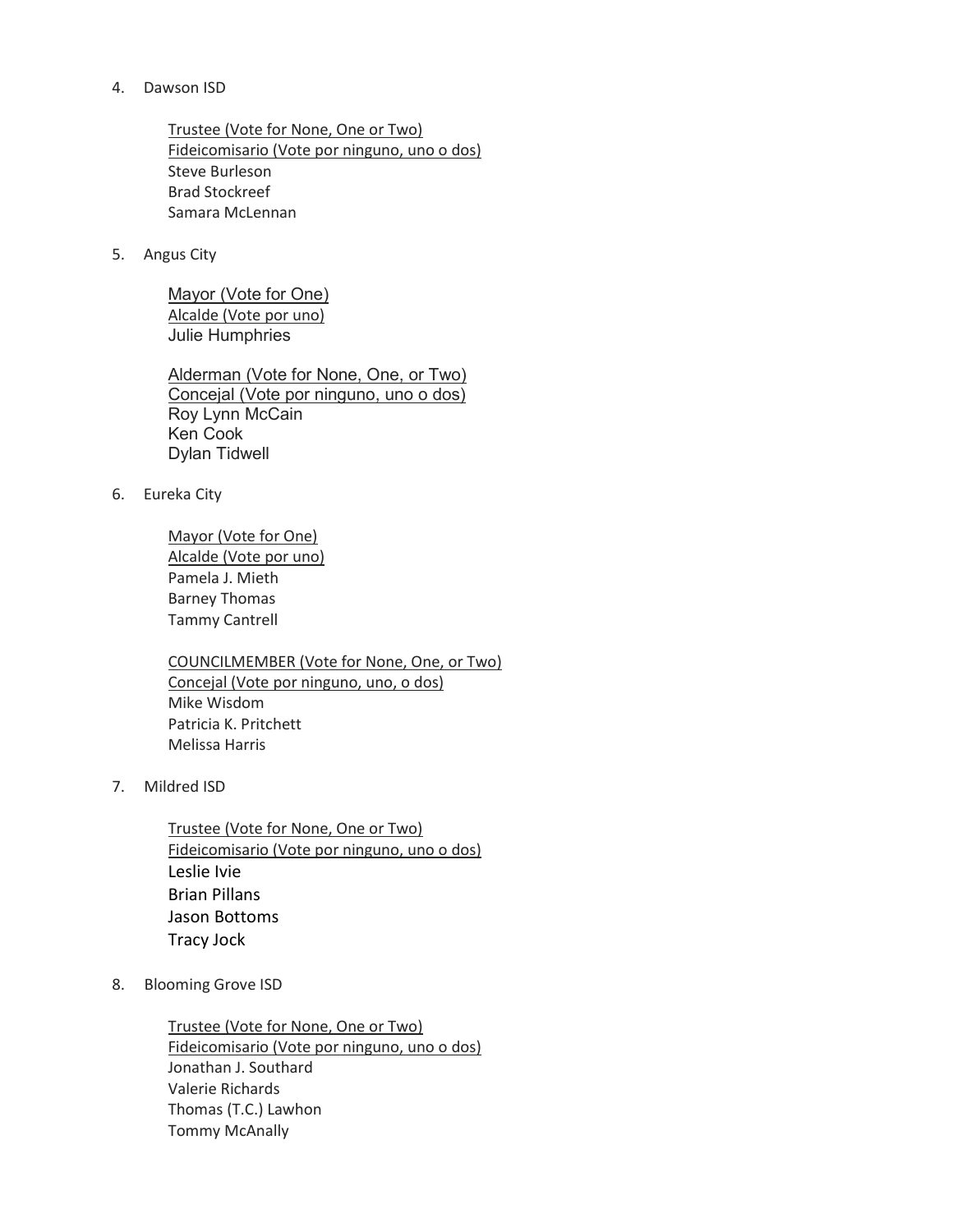4. Dawson ISD

    Trustee (Vote for None, One or Two)
    Fideicomisario (Vote por ninguno, uno o dos)
    Steve Burleson
    Brad Stockreef
    Samara McLennan

5. Angus City

    Mayor (Vote for One)
    Alcalde (Vote por uno)
    Julie Humphries

    Alderman (Vote for None, One, or Two)
    Concejal (Vote por ninguno, uno o dos)
    Roy Lynn McCain
    Ken Cook
    Dylan Tidwell

6. Eureka City

    Mayor (Vote for One)
    Alcalde (Vote por uno)
    Pamela J. Mieth
    Barney Thomas
    Tammy Cantrell

    COUNCILMEMBER (Vote for None, One, or Two)
    Concejal (Vote por ninguno, uno, o dos)
    Mike Wisdom
    Patricia K. Pritchett
    Melissa Harris

7. Mildred ISD

    Trustee (Vote for None, One or Two)
    Fideicomisario (Vote por ninguno, uno o dos)
    Leslie Ivie
    Brian Pillans
    Jason Bottoms
    Tracy Jock

8. Blooming Grove ISD

    Trustee (Vote for None, One or Two)
    Fideicomisario (Vote por ninguno, uno o dos)
    Jonathan J. Southard
    Valerie Richards
    Thomas (T.C.) Lawhon
    Tommy McAnally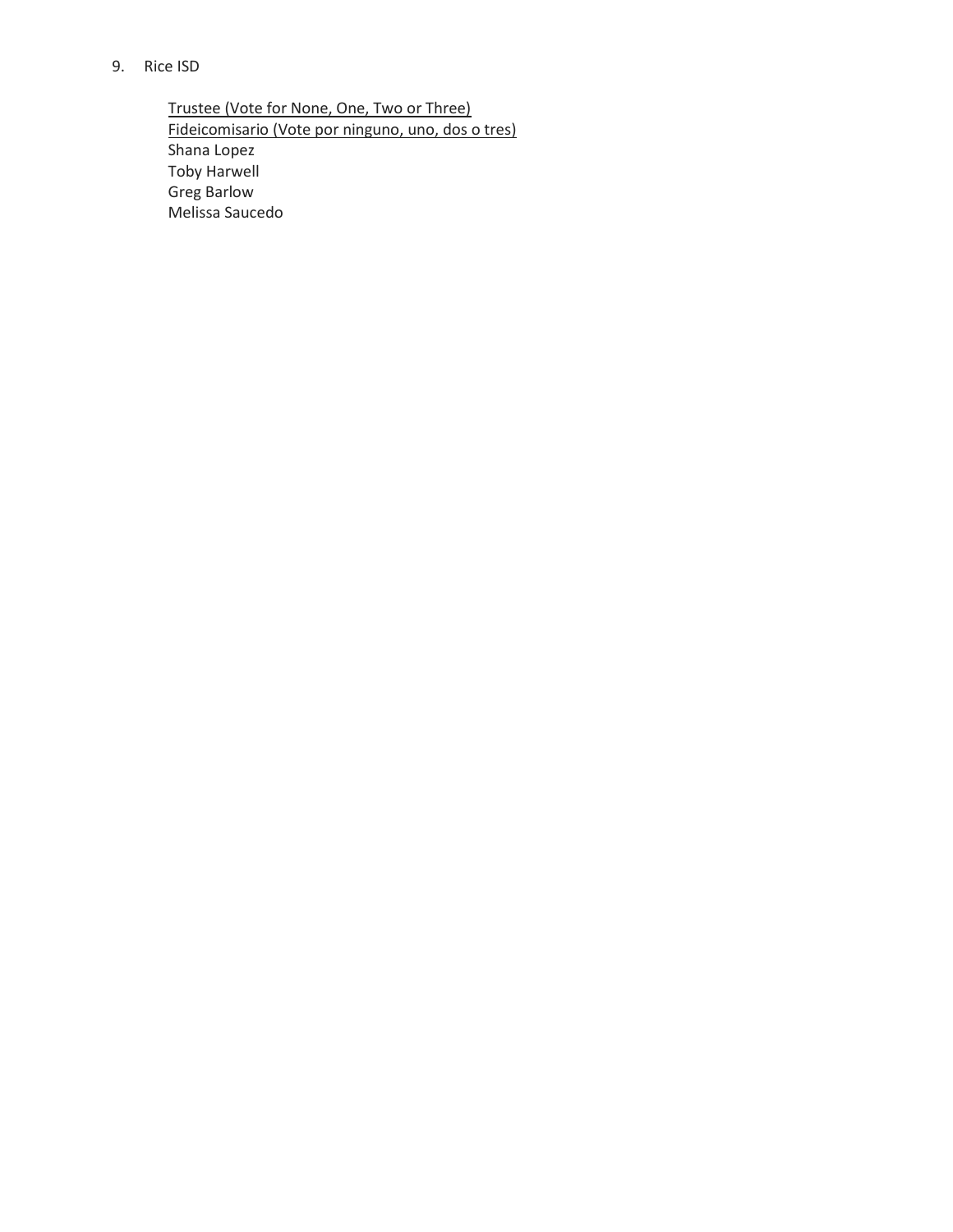9. Rice ISD

<u>Trustee (Vote for None, One, Two or Three)</u>
<u>Fideicomisario (Vote por ninguno, uno, dos o tres)</u>
Shana Lopez
Toby Harwell
Greg Barlow
Melissa Saucedo